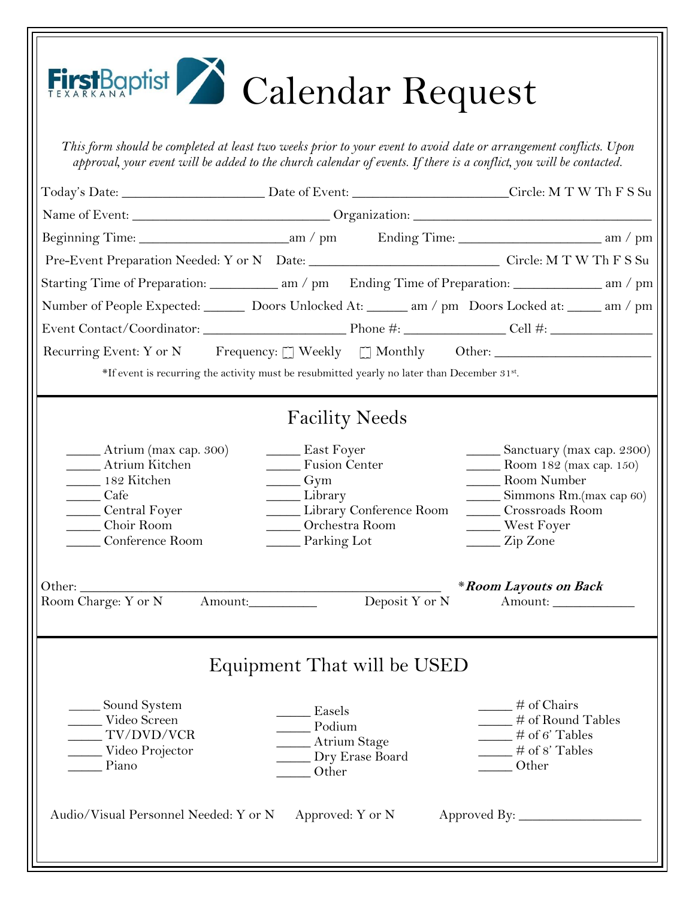FirstBaptist TEXARKANA

# Calendar Request

*This form should be completed at least two weeks prior to your event to avoid date or arrangement conflicts. Upon approval, your event will be added to the church calendar of events. If there is a conflict, you will be contacted.*

Today's Date: ____________________ Date of Event: ______________________ Circle: M T W Th F S Su

Name of Event: ____________________________ Organization: __________________________________

Beginning Time: _____________________ am / pm Ending Time: _____________________ am / pm

Pre-Event Preparation Needed: Y or N Date: ___________________________ Circle: M T W Th F S Su

Starting Time of Preparation: _________ am / pm Ending Time of Preparation: ____________ am / pm

Number of People Expected: ______ Doors Unlocked At: ______ am / pm Doors Locked at: _____ am / pm

Event Contact/Coordinator: ____________________ Phone #: ______________ Cell #: ______________

Recurring Event: Y or N Frequency: ☐ Weekly ☐ Monthly Other: ______________________

*If event is recurring the activity must be resubmitted yearly no later than December 31st.

## Facility Needs

_____ Atrium (max cap. 300)
_____ Atrium Kitchen
_____ 182 Kitchen
_____ Cafe
_____ Central Foyer
_____ Choir Room
_____ Conference Room

_____ East Foyer
_____ Fusion Center
_____ Gym
_____ Library
_____ Library Conference Room
_____ Orchestra Room
_____ Parking Lot

_____ Sanctuary (max cap. 2300)
_____ Room 182 (max cap. 150)
_____ Room Number
_____ Simmons Rm.(max cap 60)
_____ Crossroads Room
_____ West Foyer
_____ Zip Zone

Other: ___________________________________________________ ***Room Layouts on Back**

Room Charge: Y or N Amount:__________ Deposit Y or N Amount: ____________

## Equipment That will be USED

_____ Sound System
_____ Video Screen
_____ TV/DVD/VCR
_____ Video Projector
_____ Piano

_____ Easels
_____ Podium
_____ Atrium Stage
_____ Dry Erase Board
_____ Other

_____ # of Chairs
_____ # of Round Tables
_____ # of 6' Tables
_____ # of 8' Tables
_____ Other

Audio/Visual Personnel Needed: Y or N Approved: Y or N Approved By: _________________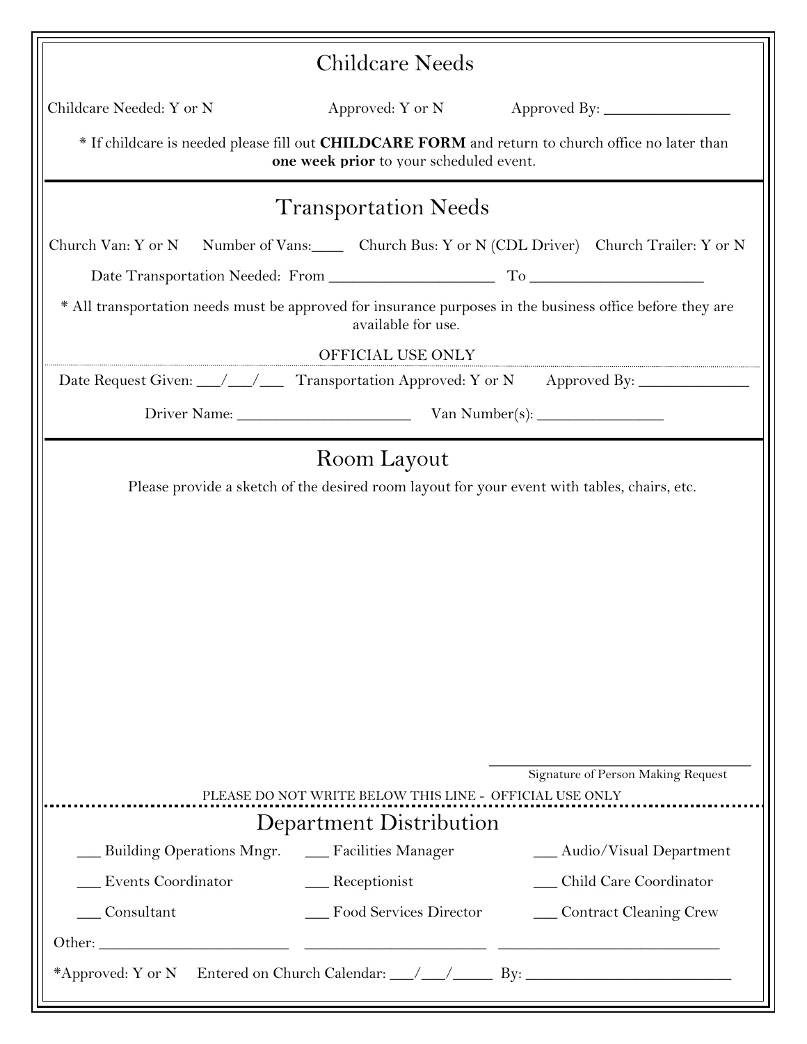## Childcare Needs

Childcare Needed: Y or N Approved: Y or N Approved By: _______________

* If childcare is needed please fill out **CHILDCARE FORM** and return to church office no later than **one week prior** to your scheduled event.

## Transportation Needs

Church Van: Y or N Number of Vans:____ Church Bus: Y or N (CDL Driver) Church Trailer: Y or N

Date Transportation Needed: From ____________________ To ____________________

* All transportation needs must be approved for insurance purposes in the business office before they are available for use.

OFFICIAL USE ONLY

Date Request Given: ___/___/___ Transportation Approved: Y or N Approved By: _____________

Driver Name: ____________________ Van Number(s): _______________

## Room Layout

Please provide a sketch of the desired room layout for your event with tables, chairs, etc.

_______________________________
Signature of Person Making Request

PLEASE DO NOT WRITE BELOW THIS LINE - OFFICIAL USE ONLY

## Department Distribution

___ Building Operations Mngr. ___ Facilities Manager ___ Audio/Visual Department

___ Events Coordinator ___ Receptionist ___ Child Care Coordinator

___ Consultant ___ Food Services Director ___ Contract Cleaning Crew

Other: ______________________ ______________________ __________________________

*Approved: Y or N Entered on Church Calendar: ___/___/_____ By: ________________________